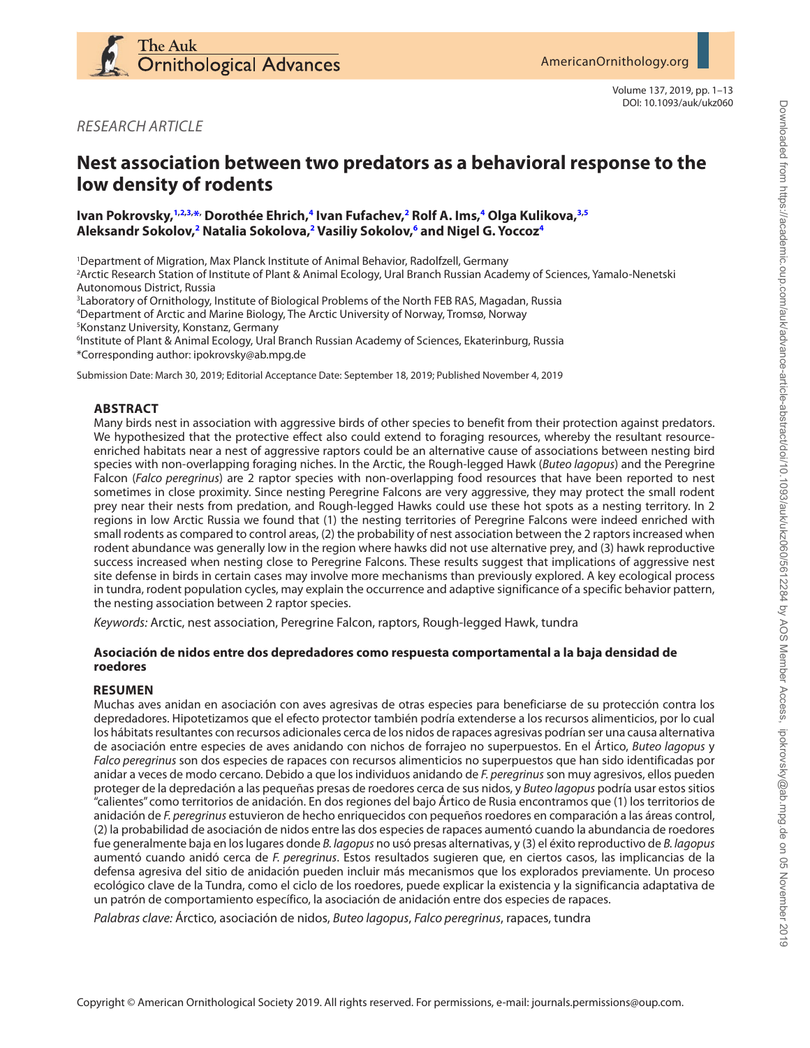*RESEARCH ARTICLE*

# Nest association between two predators as a behavioral response to the low density of rodents

**Ivan Pokrovsky,[1,2,3,*] Dorothée Ehrich,[4] Ivan Fufachev,[2] Rolf A. Ims,[4] Olga Kulikova,[3,5] Aleksandr Sokolov,[2] Natalia Sokolova,[2] Vasiliy Sokolov,[6] and Nigel G. Yoccoz[4]**

[1]Department of Migration, Max Planck Institute of Animal Behavior, Radolfzell, Germany
[2]Arctic Research Station of Institute of Plant & Animal Ecology, Ural Branch Russian Academy of Sciences, Yamalo-Nenetski Autonomous District, Russia
[3]Laboratory of Ornithology, Institute of Biological Problems of the North FEB RAS, Magadan, Russia
[4]Department of Arctic and Marine Biology, The Arctic University of Norway, Tromsø, Norway
[5]Konstanz University, Konstanz, Germany
[6]Institute of Plant & Animal Ecology, Ural Branch Russian Academy of Sciences, Ekaterinburg, Russia
*Corresponding author: ipokrovsky@ab.mpg.de

Submission Date: March 30, 2019; Editorial Acceptance Date: September 18, 2019; Published November 4, 2019

## ABSTRACT

Many birds nest in association with aggressive birds of other species to benefit from their protection against predators. We hypothesized that the protective effect also could extend to foraging resources, whereby the resultant resource-enriched habitats near a nest of aggressive raptors could be an alternative cause of associations between nesting bird species with non-overlapping foraging niches. In the Arctic, the Rough-legged Hawk (*Buteo lagopus*) and the Peregrine Falcon (*Falco peregrinus*) are 2 raptor species with non-overlapping food resources that have been reported to nest sometimes in close proximity. Since nesting Peregrine Falcons are very aggressive, they may protect the small rodent prey near their nests from predation, and Rough-legged Hawks could use these hot spots as a nesting territory. In 2 regions in low Arctic Russia we found that (1) the nesting territories of Peregrine Falcons were indeed enriched with small rodents as compared to control areas, (2) the probability of nest association between the 2 raptors increased when rodent abundance was generally low in the region where hawks did not use alternative prey, and (3) hawk reproductive success increased when nesting close to Peregrine Falcons. These results suggest that implications of aggressive nest site defense in birds in certain cases may involve more mechanisms than previously explored. A key ecological process in tundra, rodent population cycles, may explain the occurrence and adaptive significance of a specific behavior pattern, the nesting association between 2 raptor species.

*Keywords:* Arctic, nest association, Peregrine Falcon, raptors, Rough-legged Hawk, tundra

### Asociación de nidos entre dos depredadores como respuesta comportamental a la baja densidad de roedores

## RESUMEN

Muchas aves anidan en asociación con aves agresivas de otras especies para beneficiarse de su protección contra los depredadores. Hipotetizamos que el efecto protector también podría extenderse a los recursos alimenticios, por lo cual los hábitats resultantes con recursos adicionales cerca de los nidos de rapaces agresivas podrían ser una causa alternativa de asociación entre especies de aves anidando con nichos de forrajeo no superpuestos. En el Ártico, *Buteo lagopus* y *Falco peregrinus* son dos especies de rapaces con recursos alimenticios no superpuestos que han sido identificadas por anidar a veces de modo cercano. Debido a que los individuos anidando de *F. peregrinus* son muy agresivos, ellos pueden proteger de la depredación a las pequeñas presas de roedores cerca de sus nidos, y *Buteo lagopus* podría usar estos sitios "calientes" como territorios de anidación. En dos regiones del bajo Ártico de Rusia encontramos que (1) los territorios de anidación de *F. peregrinus* estuvieron de hecho enriquecidos con pequeños roedores en comparación a las áreas control, (2) la probabilidad de asociación de nidos entre las dos especies de rapaces aumentó cuando la abundancia de roedores fue generalmente baja en los lugares donde *B. lagopus* no usó presas alternativas, y (3) el éxito reproductivo de *B. lagopus* aumentó cuando anidó cerca de *F. peregrinus*. Estos resultados sugieren que, en ciertos casos, las implicancias de la defensa agresiva del sitio de anidación pueden incluir más mecanismos que los explorados previamente. Un proceso ecológico clave de la Tundra, como el ciclo de los roedores, puede explicar la existencia y la significancia adaptativa de un patrón de comportamiento específico, la asociación de anidación entre dos especies de rapaces.

*Palabras clave:* Ártico, asociación de nidos, *Buteo lagopus*, *Falco peregrinus*, rapaces, tundra

Copyright © American Ornithological Society 2019. All rights reserved. For permissions, e-mail: journals.permissions@oup.com.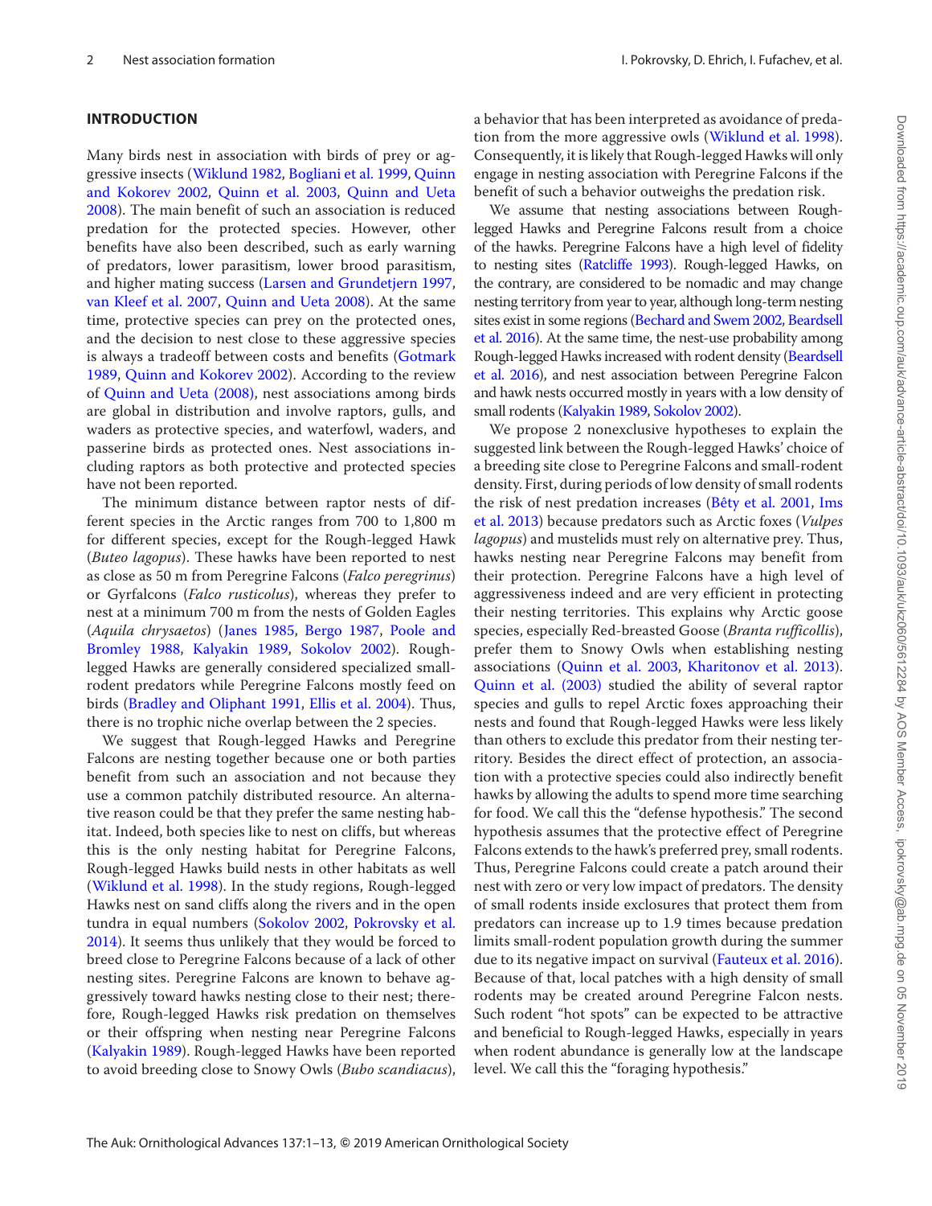## INTRODUCTION

Many birds nest in association with birds of prey or aggressive insects (Wiklund 1982, Bogliani et al. 1999, Quinn and Kokorev 2002, Quinn et al. 2003, Quinn and Ueta 2008). The main benefit of such an association is reduced predation for the protected species. However, other benefits have also been described, such as early warning of predators, lower parasitism, lower brood parasitism, and higher mating success (Larsen and Grundetjern 1997, van Kleef et al. 2007, Quinn and Ueta 2008). At the same time, protective species can prey on the protected ones, and the decision to nest close to these aggressive species is always a tradeoff between costs and benefits (Gotmark 1989, Quinn and Kokorev 2002). According to the review of Quinn and Ueta (2008), nest associations among birds are global in distribution and involve raptors, gulls, and waders as protective species, and waterfowl, waders, and passerine birds as protected ones. Nest associations including raptors as both protective and protected species have not been reported.

The minimum distance between raptor nests of different species in the Arctic ranges from 700 to 1,800 m for different species, except for the Rough-legged Hawk (*Buteo lagopus*). These hawks have been reported to nest as close as 50 m from Peregrine Falcons (*Falco peregrinus*) or Gyrfalcons (*Falco rusticolus*), whereas they prefer to nest at a minimum 700 m from the nests of Golden Eagles (*Aquila chrysaetos*) (Janes 1985, Bergo 1987, Poole and Bromley 1988, Kalyakin 1989, Sokolov 2002). Rough-legged Hawks are generally considered specialized small-rodent predators while Peregrine Falcons mostly feed on birds (Bradley and Oliphant 1991, Ellis et al. 2004). Thus, there is no trophic niche overlap between the 2 species.

We suggest that Rough-legged Hawks and Peregrine Falcons are nesting together because one or both parties benefit from such an association and not because they use a common patchily distributed resource. An alternative reason could be that they prefer the same nesting habitat. Indeed, both species like to nest on cliffs, but whereas this is the only nesting habitat for Peregrine Falcons, Rough-legged Hawks build nests in other habitats as well (Wiklund et al. 1998). In the study regions, Rough-legged Hawks nest on sand cliffs along the rivers and in the open tundra in equal numbers (Sokolov 2002, Pokrovsky et al. 2014). It seems thus unlikely that they would be forced to breed close to Peregrine Falcons because of a lack of other nesting sites. Peregrine Falcons are known to behave aggressively toward hawks nesting close to their nest; therefore, Rough-legged Hawks risk predation on themselves or their offspring when nesting near Peregrine Falcons (Kalyakin 1989). Rough-legged Hawks have been reported to avoid breeding close to Snowy Owls (*Bubo scandiacus*), a behavior that has been interpreted as avoidance of predation from the more aggressive owls (Wiklund et al. 1998). Consequently, it is likely that Rough-legged Hawks will only engage in nesting association with Peregrine Falcons if the benefit of such a behavior outweighs the predation risk.

We assume that nesting associations between Rough-legged Hawks and Peregrine Falcons result from a choice of the hawks. Peregrine Falcons have a high level of fidelity to nesting sites (Ratcliffe 1993). Rough-legged Hawks, on the contrary, are considered to be nomadic and may change nesting territory from year to year, although long-term nesting sites exist in some regions (Bechard and Swem 2002, Beardsell et al. 2016). At the same time, the nest-use probability among Rough-legged Hawks increased with rodent density (Beardsell et al. 2016), and nest association between Peregrine Falcon and hawk nests occurred mostly in years with a low density of small rodents (Kalyakin 1989, Sokolov 2002).

We propose 2 nonexclusive hypotheses to explain the suggested link between the Rough-legged Hawks' choice of a breeding site close to Peregrine Falcons and small-rodent density. First, during periods of low density of small rodents the risk of nest predation increases (Bêty et al. 2001, Ims et al. 2013) because predators such as Arctic foxes (*Vulpes lagopus*) and mustelids must rely on alternative prey. Thus, hawks nesting near Peregrine Falcons may benefit from their protection. Peregrine Falcons have a high level of aggressiveness indeed and are very efficient in protecting their nesting territories. This explains why Arctic goose species, especially Red-breasted Goose (*Branta ruficollis*), prefer them to Snowy Owls when establishing nesting associations (Quinn et al. 2003, Kharitonov et al. 2013). Quinn et al. (2003) studied the ability of several raptor species and gulls to repel Arctic foxes approaching their nests and found that Rough-legged Hawks were less likely than others to exclude this predator from their nesting territory. Besides the direct effect of protection, an association with a protective species could also indirectly benefit hawks by allowing the adults to spend more time searching for food. We call this the "defense hypothesis." The second hypothesis assumes that the protective effect of Peregrine Falcons extends to the hawk's preferred prey, small rodents. Thus, Peregrine Falcons could create a patch around their nest with zero or very low impact of predators. The density of small rodents inside exclosures that protect them from predators can increase up to 1.9 times because predation limits small-rodent population growth during the summer due to its negative impact on survival (Fauteux et al. 2016). Because of that, local patches with a high density of small rodents may be created around Peregrine Falcon nests. Such rodent "hot spots" can be expected to be attractive and beneficial to Rough-legged Hawks, especially in years when rodent abundance is generally low at the landscape level. We call this the "foraging hypothesis."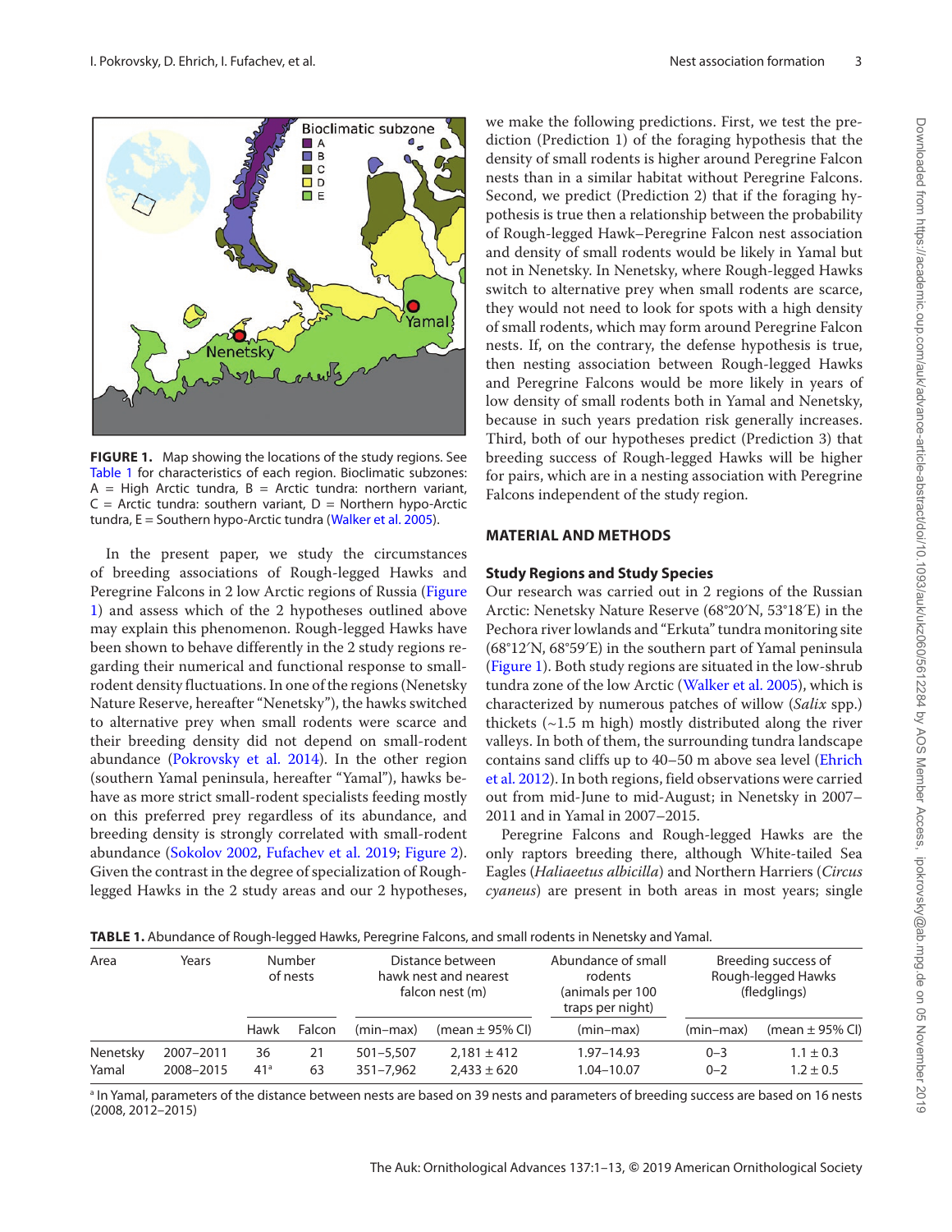FIGURE 1. Map showing the locations of the study regions. See Table 1 for characteristics of each region. Bioclimatic subzones: A = High Arctic tundra, B = Arctic tundra: northern variant, C = Arctic tundra: southern variant, D = Northern hypo-Arctic tundra, E = Southern hypo-Arctic tundra (Walker et al. 2005).

In the present paper, we study the circumstances of breeding associations of Rough-legged Hawks and Peregrine Falcons in 2 low Arctic regions of Russia (Figure 1) and assess which of the 2 hypotheses outlined above may explain this phenomenon. Rough-legged Hawks have been shown to behave differently in the 2 study regions regarding their numerical and functional response to small-rodent density fluctuations. In one of the regions (Nenetsky Nature Reserve, hereafter "Nenetsky"), the hawks switched to alternative prey when small rodents were scarce and their breeding density did not depend on small-rodent abundance (Pokrovsky et al. 2014). In the other region (southern Yamal peninsula, hereafter "Yamal"), hawks behave as more strict small-rodent specialists feeding mostly on this preferred prey regardless of its abundance, and breeding density is strongly correlated with small-rodent abundance (Sokolov 2002, Fufachev et al. 2019; Figure 2). Given the contrast in the degree of specialization of Rough-legged Hawks in the 2 study areas and our 2 hypotheses, we make the following predictions. First, we test the prediction (Prediction 1) of the foraging hypothesis that the density of small rodents is higher around Peregrine Falcon nests than in a similar habitat without Peregrine Falcons. Second, we predict (Prediction 2) that if the foraging hypothesis is true then a relationship between the probability of Rough-legged Hawk–Peregrine Falcon nest association and density of small rodents would be likely in Yamal but not in Nenetsky. In Nenetsky, where Rough-legged Hawks switch to alternative prey when small rodents are scarce, they would not need to look for spots with a high density of small rodents, which may form around Peregrine Falcon nests. If, on the contrary, the defense hypothesis is true, then nesting association between Rough-legged Hawks and Peregrine Falcons would be more likely in years of low density of small rodents both in Yamal and Nenetsky, because in such years predation risk generally increases. Third, both of our hypotheses predict (Prediction 3) that breeding success of Rough-legged Hawks will be higher for pairs, which are in a nesting association with Peregrine Falcons independent of the study region.

## MATERIAL AND METHODS

### Study Regions and Study Species

Our research was carried out in 2 regions of the Russian Arctic: Nenetsky Nature Reserve (68°20′N, 53°18′E) in the Pechora river lowlands and "Erkuta" tundra monitoring site (68°12′N, 68°59′E) in the southern part of Yamal peninsula (Figure 1). Both study regions are situated in the low-shrub tundra zone of the low Arctic (Walker et al. 2005), which is characterized by numerous patches of willow (*Salix* spp.) thickets (~1.5 m high) mostly distributed along the river valleys. In both of them, the surrounding tundra landscape contains sand cliffs up to 40–50 m above sea level (Ehrich et al. 2012). In both regions, field observations were carried out from mid-June to mid-August; in Nenetsky in 2007–2011 and in Yamal in 2007–2015.

Peregrine Falcons and Rough-legged Hawks are the only raptors breeding there, although White-tailed Sea Eagles (*Haliaeetus albicilla*) and Northern Harriers (*Circus cyaneus*) are present in both areas in most years; single

**TABLE 1.** Abundance of Rough-legged Hawks, Peregrine Falcons, and small rodents in Nenetsky and Yamal.

| Area | Years | Number of nests | | Distance between hawk nest and nearest falcon nest (m) | | Abundance of small rodents (animals per 100 traps per night) | Breeding success of Rough-legged Hawks (fledglings) | |
|---|---|---|---|---|---|---|---|---|
| | | Hawk | Falcon | (min–max) | (mean ± 95% CI) | (min–max) | (min–max) | (mean ± 95% CI) |
| Nenetsky | 2007–2011 | 36 | 21 | 501–5,507 | 2,181 ± 412 | 1.97–14.93 | 0–3 | 1.1 ± 0.3 |
| Yamal | 2008–2015 | 41[a] | 63 | 351–7,962 | 2,433 ± 620 | 1.04–10.07 | 0–2 | 1.2 ± 0.5 |

[a] In Yamal, parameters of the distance between nests are based on 39 nests and parameters of breeding success are based on 16 nests (2008, 2012–2015)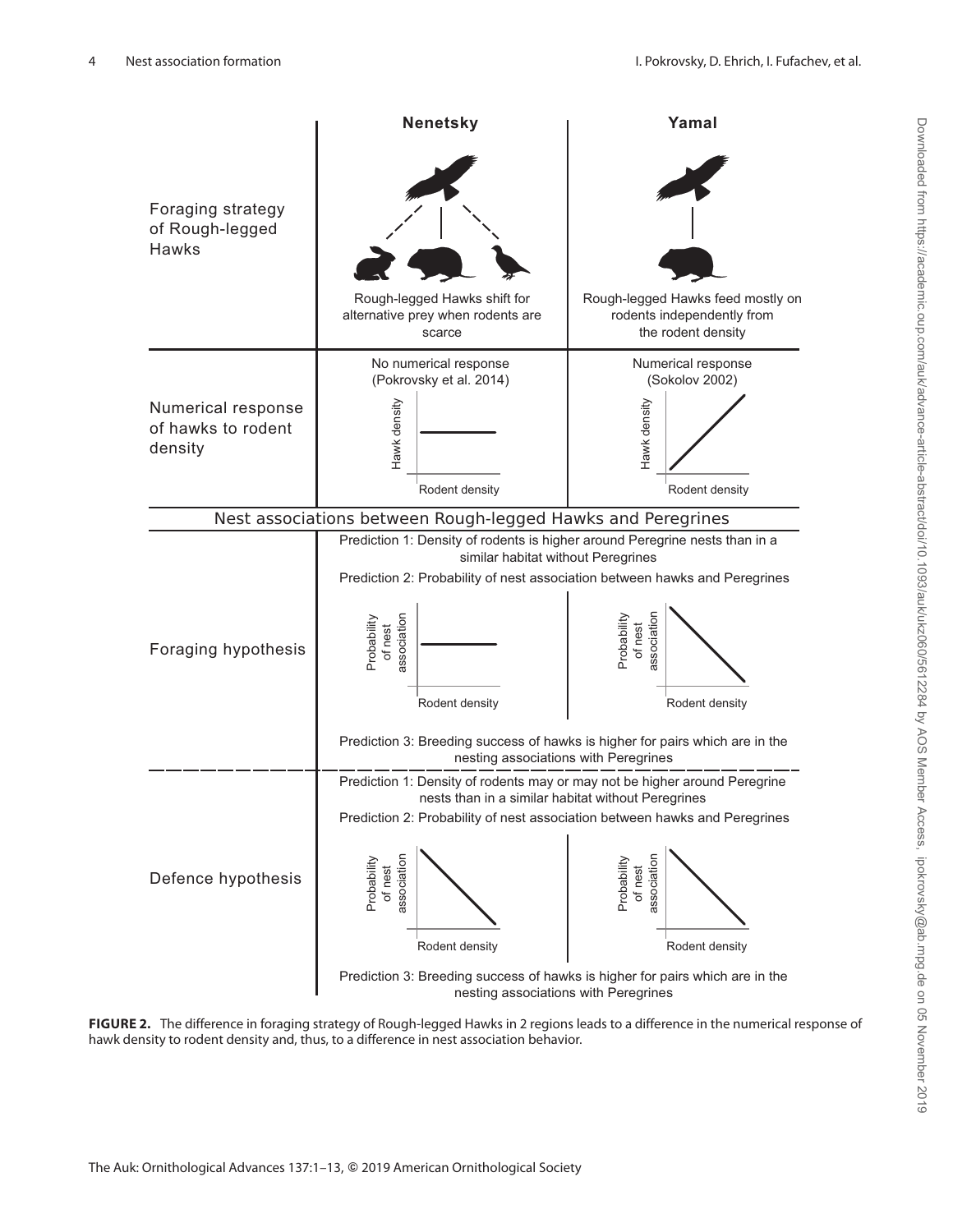| | Nenetsky | Yamal |
| --- | --- | --- |
| Foraging strategy of Rough-legged Hawks | Rough-legged Hawks shift for alternative prey when rodents are scarce | Rough-legged Hawks feed mostly on rodents independently from the rodent density |
| Numerical response of hawks to rodent density | No numerical response (Pokrovsky et al. 2014) | Numerical response (Sokolov 2002) |

**Nest associations between Rough-legged Hawks and Peregrines**

**Foraging hypothesis**

Prediction 1: Density of rodents is higher around Peregrine nests than in a similar habitat without Peregrines

Prediction 2: Probability of nest association between hawks and Peregrines

- Nenetsky: Probability of nest association constant with rodent density
- Yamal: Probability of nest association decreases with rodent density

Prediction 3: Breeding success of hawks is higher for pairs which are in the nesting associations with Peregrines

**Defence hypothesis**

Prediction 1: Density of rodents may or may not be higher around Peregrine nests than in a similar habitat without Peregrines

Prediction 2: Probability of nest association between hawks and Peregrines

- Nenetsky: Probability of nest association decreases with rodent density
- Yamal: Probability of nest association decreases with rodent density

Prediction 3: Breeding success of hawks is higher for pairs which are in the nesting associations with Peregrines

**FIGURE 2.** The difference in foraging strategy of Rough-legged Hawks in 2 regions leads to a difference in the numerical response of hawk density to rodent density and, thus, to a difference in nest association behavior.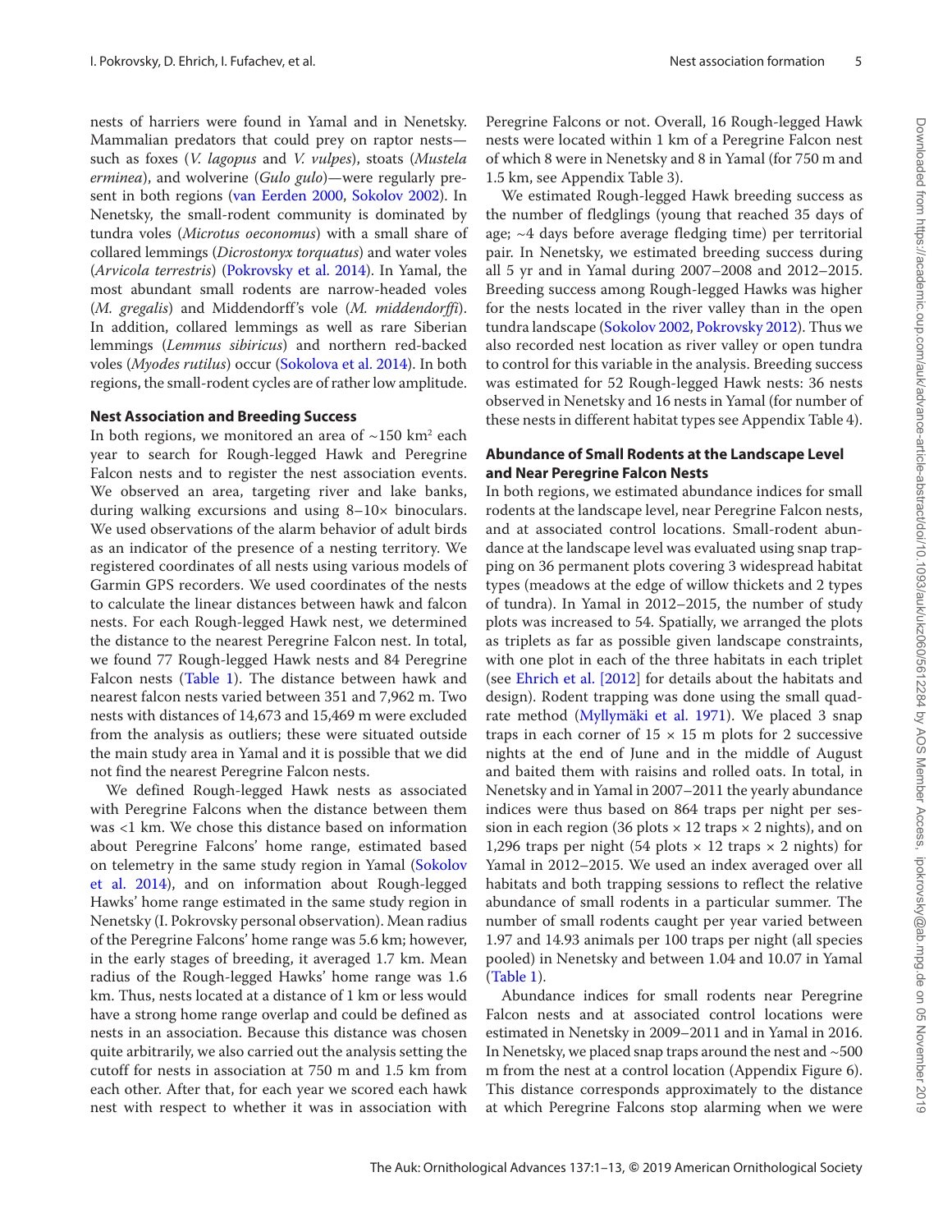nests of harriers were found in Yamal and in Nenetsky. Mammalian predators that could prey on raptor nests—such as foxes (*V. lagopus* and *V. vulpes*), stoats (*Mustela erminea*), and wolverine (*Gulo gulo*)—were regularly present in both regions (van Eerden 2000, Sokolov 2002). In Nenetsky, the small-rodent community is dominated by tundra voles (*Microtus oeconomus*) with a small share of collared lemmings (*Dicrostonyx torquatus*) and water voles (*Arvicola terrestris*) (Pokrovsky et al. 2014). In Yamal, the most abundant small rodents are narrow-headed voles (*M. gregalis*) and Middendorff's vole (*M. middendorffi*). In addition, collared lemmings as well as rare Siberian lemmings (*Lemmus sibiricus*) and northern red-backed voles (*Myodes rutilus*) occur (Sokolova et al. 2014). In both regions, the small-rodent cycles are of rather low amplitude.

### Nest Association and Breeding Success

In both regions, we monitored an area of ~150 km$^2$ each year to search for Rough-legged Hawk and Peregrine Falcon nests and to register the nest association events. We observed an area, targeting river and lake banks, during walking excursions and using 8–10× binoculars. We used observations of the alarm behavior of adult birds as an indicator of the presence of a nesting territory. We registered coordinates of all nests using various models of Garmin GPS recorders. We used coordinates of the nests to calculate the linear distances between hawk and falcon nests. For each Rough-legged Hawk nest, we determined the distance to the nearest Peregrine Falcon nest. In total, we found 77 Rough-legged Hawk nests and 84 Peregrine Falcon nests (Table 1). The distance between hawk and nearest falcon nests varied between 351 and 7,962 m. Two nests with distances of 14,673 and 15,469 m were excluded from the analysis as outliers; these were situated outside the main study area in Yamal and it is possible that we did not find the nearest Peregrine Falcon nests.

We defined Rough-legged Hawk nests as associated with Peregrine Falcons when the distance between them was <1 km. We chose this distance based on information about Peregrine Falcons' home range, estimated based on telemetry in the same study region in Yamal (Sokolov et al. 2014), and on information about Rough-legged Hawks' home range estimated in the same study region in Nenetsky (I. Pokrovsky personal observation). Mean radius of the Peregrine Falcons' home range was 5.6 km; however, in the early stages of breeding, it averaged 1.7 km. Mean radius of the Rough-legged Hawks' home range was 1.6 km. Thus, nests located at a distance of 1 km or less would have a strong home range overlap and could be defined as nests in an association. Because this distance was chosen quite arbitrarily, we also carried out the analysis setting the cutoff for nests in association at 750 m and 1.5 km from each other. After that, for each year we scored each hawk nest with respect to whether it was in association with Peregrine Falcons or not. Overall, 16 Rough-legged Hawk nests were located within 1 km of a Peregrine Falcon nest of which 8 were in Nenetsky and 8 in Yamal (for 750 m and 1.5 km, see Appendix Table 3).

We estimated Rough-legged Hawk breeding success as the number of fledglings (young that reached 35 days of age; ~4 days before average fledging time) per territorial pair. In Nenetsky, we estimated breeding success during all 5 yr and in Yamal during 2007–2008 and 2012–2015. Breeding success among Rough-legged Hawks was higher for the nests located in the river valley than in the open tundra landscape (Sokolov 2002, Pokrovsky 2012). Thus we also recorded nest location as river valley or open tundra to control for this variable in the analysis. Breeding success was estimated for 52 Rough-legged Hawk nests: 36 nests observed in Nenetsky and 16 nests in Yamal (for number of these nests in different habitat types see Appendix Table 4).

### Abundance of Small Rodents at the Landscape Level and Near Peregrine Falcon Nests

In both regions, we estimated abundance indices for small rodents at the landscape level, near Peregrine Falcon nests, and at associated control locations. Small-rodent abundance at the landscape level was evaluated using snap trapping on 36 permanent plots covering 3 widespread habitat types (meadows at the edge of willow thickets and 2 types of tundra). In Yamal in 2012–2015, the number of study plots was increased to 54. Spatially, we arranged the plots as triplets as far as possible given landscape constraints, with one plot in each of the three habitats in each triplet (see Ehrich et al. [2012] for details about the habitats and design). Rodent trapping was done using the small quadrate method (Myllymäki et al. 1971). We placed 3 snap traps in each corner of 15 × 15 m plots for 2 successive nights at the end of June and in the middle of August and baited them with raisins and rolled oats. In total, in Nenetsky and in Yamal in 2007–2011 the yearly abundance indices were thus based on 864 traps per night per session in each region (36 plots × 12 traps × 2 nights), and on 1,296 traps per night (54 plots × 12 traps × 2 nights) for Yamal in 2012–2015. We used an index averaged over all habitats and both trapping sessions to reflect the relative abundance of small rodents in a particular summer. The number of small rodents caught per year varied between 1.97 and 14.93 animals per 100 traps per night (all species pooled) in Nenetsky and between 1.04 and 10.07 in Yamal (Table 1).

Abundance indices for small rodents near Peregrine Falcon nests and at associated control locations were estimated in Nenetsky in 2009–2011 and in Yamal in 2016. In Nenetsky, we placed snap traps around the nest and ~500 m from the nest at a control location (Appendix Figure 6). This distance corresponds approximately to the distance at which Peregrine Falcons stop alarming when we were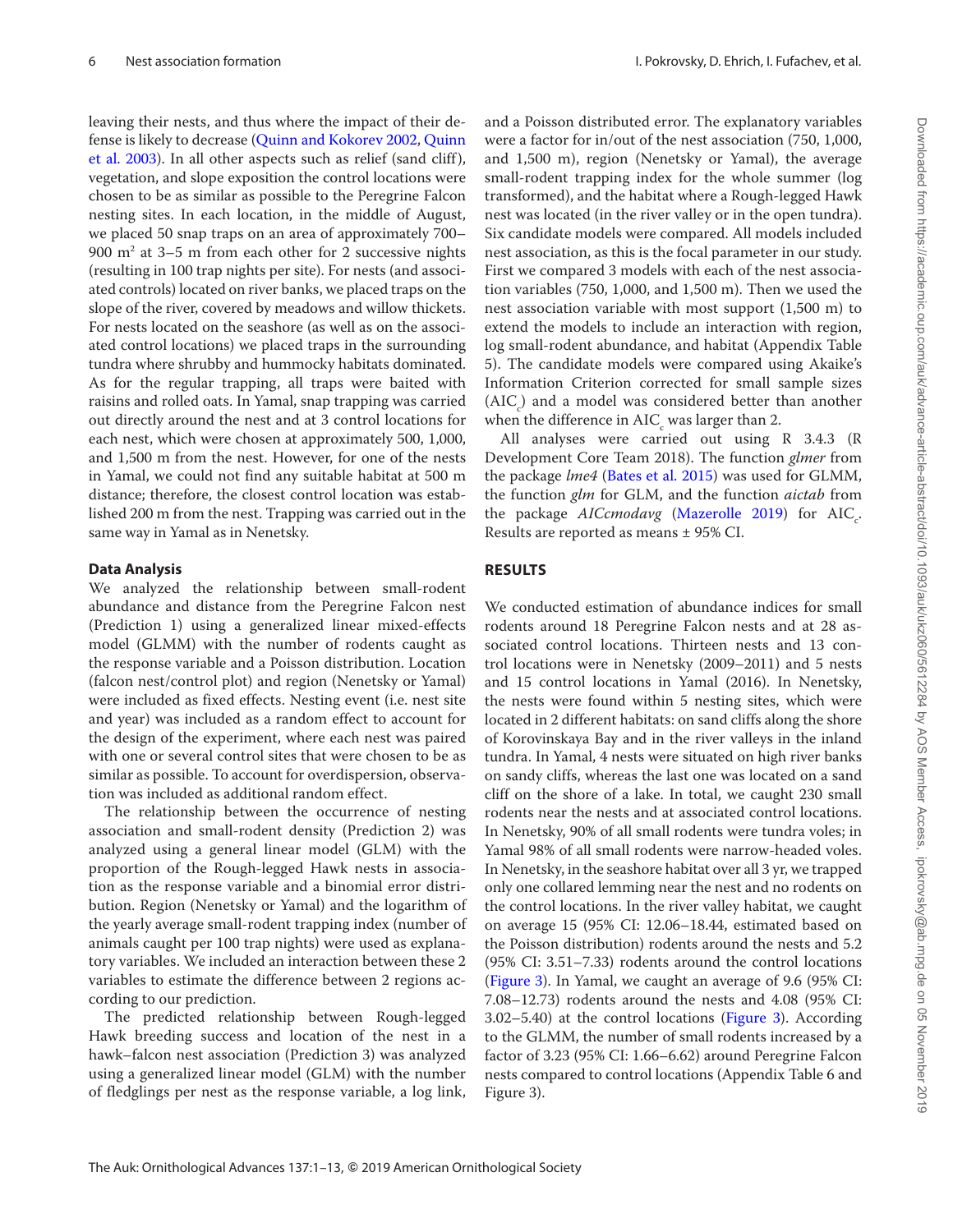leaving their nests, and thus where the impact of their defense is likely to decrease (Quinn and Kokorev 2002, Quinn et al. 2003). In all other aspects such as relief (sand cliff), vegetation, and slope exposition the control locations were chosen to be as similar as possible to the Peregrine Falcon nesting sites. In each location, in the middle of August, we placed 50 snap traps on an area of approximately 700–900 $m^2$ at 3–5 m from each other for 2 successive nights (resulting in 100 trap nights per site). For nests (and associated controls) located on river banks, we placed traps on the slope of the river, covered by meadows and willow thickets. For nests located on the seashore (as well as on the associated control locations) we placed traps in the surrounding tundra where shrubby and hummocky habitats dominated. As for the regular trapping, all traps were baited with raisins and rolled oats. In Yamal, snap trapping was carried out directly around the nest and at 3 control locations for each nest, which were chosen at approximately 500, 1,000, and 1,500 m from the nest. However, for one of the nests in Yamal, we could not find any suitable habitat at 500 m distance; therefore, the closest control location was established 200 m from the nest. Trapping was carried out in the same way in Yamal as in Nenetsky.

### Data Analysis

We analyzed the relationship between small-rodent abundance and distance from the Peregrine Falcon nest (Prediction 1) using a generalized linear mixed-effects model (GLMM) with the number of rodents caught as the response variable and a Poisson distribution. Location (falcon nest/control plot) and region (Nenetsky or Yamal) were included as fixed effects. Nesting event (i.e. nest site and year) was included as a random effect to account for the design of the experiment, where each nest was paired with one or several control sites that were chosen to be as similar as possible. To account for overdispersion, observation was included as additional random effect.

The relationship between the occurrence of nesting association and small-rodent density (Prediction 2) was analyzed using a general linear model (GLM) with the proportion of the Rough-legged Hawk nests in association as the response variable and a binomial error distribution. Region (Nenetsky or Yamal) and the logarithm of the yearly average small-rodent trapping index (number of animals caught per 100 trap nights) were used as explanatory variables. We included an interaction between these 2 variables to estimate the difference between 2 regions according to our prediction.

The predicted relationship between Rough-legged Hawk breeding success and location of the nest in a hawk–falcon nest association (Prediction 3) was analyzed using a generalized linear model (GLM) with the number of fledglings per nest as the response variable, a log link, and a Poisson distributed error. The explanatory variables were a factor for in/out of the nest association (750, 1,000, and 1,500 m), region (Nenetsky or Yamal), the average small-rodent trapping index for the whole summer (log transformed), and the habitat where a Rough-legged Hawk nest was located (in the river valley or in the open tundra). Six candidate models were compared. All models included nest association, as this is the focal parameter in our study. First we compared 3 models with each of the nest association variables (750, 1,000, and 1,500 m). Then we used the nest association variable with most support (1,500 m) to extend the models to include an interaction with region, log small-rodent abundance, and habitat (Appendix Table 5). The candidate models were compared using Akaike's Information Criterion corrected for small sample sizes ($AIC_c$) and a model was considered better than another when the difference in $AIC_c$ was larger than 2.

All analyses were carried out using R 3.4.3 (R Development Core Team 2018). The function *glmer* from the package *lme4* (Bates et al. 2015) was used for GLMM, the function *glm* for GLM, and the function *aictab* from the package *AICcmodavg* (Mazerolle 2019) for $AIC_c$. Results are reported as means ± 95% CI.

## RESULTS

We conducted estimation of abundance indices for small rodents around 18 Peregrine Falcon nests and at 28 associated control locations. Thirteen nests and 13 control locations were in Nenetsky (2009–2011) and 5 nests and 15 control locations in Yamal (2016). In Nenetsky, the nests were found within 5 nesting sites, which were located in 2 different habitats: on sand cliffs along the shore of Korovinskaya Bay and in the river valleys in the inland tundra. In Yamal, 4 nests were situated on high river banks on sandy cliffs, whereas the last one was located on a sand cliff on the shore of a lake. In total, we caught 230 small rodents near the nests and at associated control locations. In Nenetsky, 90% of all small rodents were tundra voles; in Yamal 98% of all small rodents were narrow-headed voles. In Nenetsky, in the seashore habitat over all 3 yr, we trapped only one collared lemming near the nest and no rodents on the control locations. In the river valley habitat, we caught on average 15 (95% CI: 12.06–18.44, estimated based on the Poisson distribution) rodents around the nests and 5.2 (95% CI: 3.51–7.33) rodents around the control locations (Figure 3). In Yamal, we caught an average of 9.6 (95% CI: 7.08–12.73) rodents around the nests and 4.08 (95% CI: 3.02–5.40) at the control locations (Figure 3). According to the GLMM, the number of small rodents increased by a factor of 3.23 (95% CI: 1.66–6.62) around Peregrine Falcon nests compared to control locations (Appendix Table 6 and Figure 3).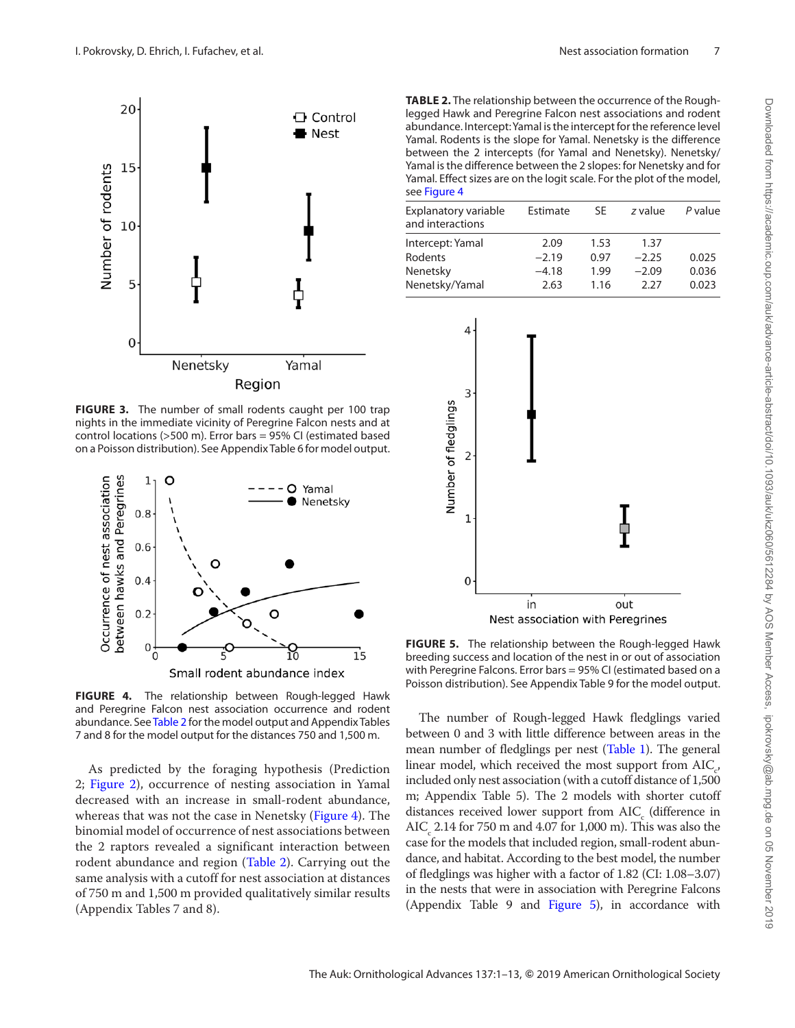**FIGURE 3.** The number of small rodents caught per 100 trap nights in the immediate vicinity of Peregrine Falcon nests and at control locations (>500 m). Error bars = 95% CI (estimated based on a Poisson distribution). See Appendix Table 6 for model output.

**FIGURE 4.** The relationship between Rough-legged Hawk and Peregrine Falcon nest association occurrence and rodent abundance. See Table 2 for the model output and Appendix Tables 7 and 8 for the model output for the distances 750 and 1,500 m.

As predicted by the foraging hypothesis (Prediction 2; Figure 2), occurrence of nesting association in Yamal decreased with an increase in small-rodent abundance, whereas that was not the case in Nenetsky (Figure 4). The binomial model of occurrence of nest associations between the 2 raptors revealed a significant interaction between rodent abundance and region (Table 2). Carrying out the same analysis with a cutoff for nest association at distances of 750 m and 1,500 m provided qualitatively similar results (Appendix Tables 7 and 8).

**TABLE 2.** The relationship between the occurrence of the Rough-legged Hawk and Peregrine Falcon nest associations and rodent abundance. Intercept: Yamal is the intercept for the reference level Yamal. Rodents is the slope for Yamal. Nenetsky is the difference between the 2 intercepts (for Yamal and Nenetsky). Nenetsky/Yamal is the difference between the 2 slopes: for Nenetsky and for Yamal. Effect sizes are on the logit scale. For the plot of the model, see Figure 4

| Explanatory variable and interactions | Estimate | SE | *z* value | *P* value |
|---|---|---|---|---|
| Intercept: Yamal | 2.09 | 1.53 | 1.37 | |
| Rodents | −2.19 | 0.97 | −2.25 | 0.025 |
| Nenetsky | −4.18 | 1.99 | −2.09 | 0.036 |
| Nenetsky/Yamal | 2.63 | 1.16 | 2.27 | 0.023 |

**FIGURE 5.** The relationship between the Rough-legged Hawk breeding success and location of the nest in or out of association with Peregrine Falcons. Error bars = 95% CI (estimated based on a Poisson distribution). See Appendix Table 9 for the model output.

The number of Rough-legged Hawk fledglings varied between 0 and 3 with little difference between areas in the mean number of fledglings per nest (Table 1). The general linear model, which received the most support from $AIC_c$, included only nest association (with a cutoff distance of 1,500 m; Appendix Table 5). The 2 models with shorter cutoff distances received lower support from $AIC_c$ (difference in $AIC_c$ 2.14 for 750 m and 4.07 for 1,000 m). This was also the case for the models that included region, small-rodent abundance, and habitat. According to the best model, the number of fledglings was higher with a factor of 1.82 (CI: 1.08–3.07) in the nests that were in association with Peregrine Falcons (Appendix Table 9 and Figure 5), in accordance with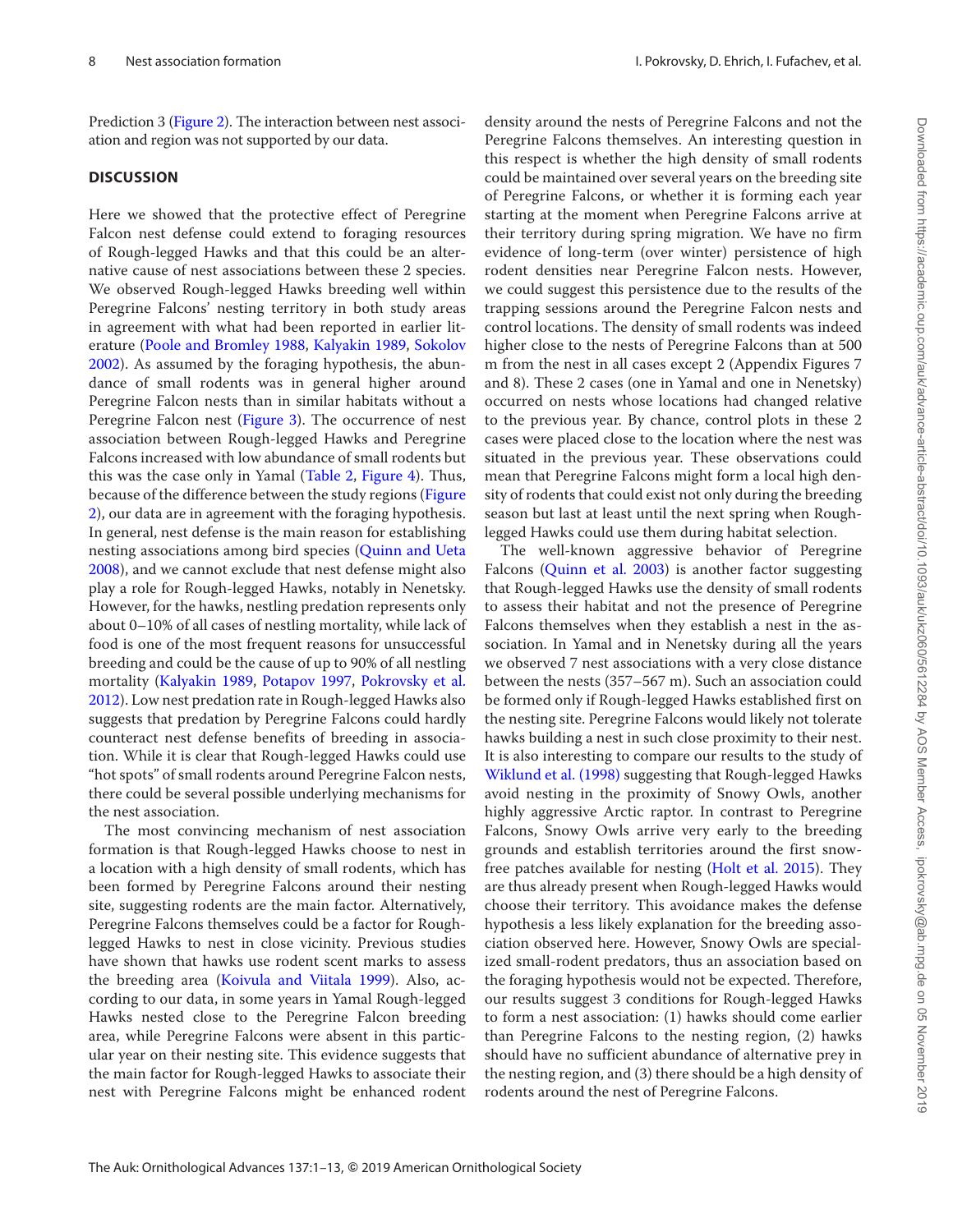Prediction 3 (Figure 2). The interaction between nest association and region was not supported by our data.

## DISCUSSION

Here we showed that the protective effect of Peregrine Falcon nest defense could extend to foraging resources of Rough-legged Hawks and that this could be an alternative cause of nest associations between these 2 species. We observed Rough-legged Hawks breeding well within Peregrine Falcons' nesting territory in both study areas in agreement with what had been reported in earlier literature (Poole and Bromley 1988, Kalyakin 1989, Sokolov 2002). As assumed by the foraging hypothesis, the abundance of small rodents was in general higher around Peregrine Falcon nests than in similar habitats without a Peregrine Falcon nest (Figure 3). The occurrence of nest association between Rough-legged Hawks and Peregrine Falcons increased with low abundance of small rodents but this was the case only in Yamal (Table 2, Figure 4). Thus, because of the difference between the study regions (Figure 2), our data are in agreement with the foraging hypothesis. In general, nest defense is the main reason for establishing nesting associations among bird species (Quinn and Ueta 2008), and we cannot exclude that nest defense might also play a role for Rough-legged Hawks, notably in Nenetsky. However, for the hawks, nestling predation represents only about 0–10% of all cases of nestling mortality, while lack of food is one of the most frequent reasons for unsuccessful breeding and could be the cause of up to 90% of all nestling mortality (Kalyakin 1989, Potapov 1997, Pokrovsky et al. 2012). Low nest predation rate in Rough-legged Hawks also suggests that predation by Peregrine Falcons could hardly counteract nest defense benefits of breeding in association. While it is clear that Rough-legged Hawks could use "hot spots" of small rodents around Peregrine Falcon nests, there could be several possible underlying mechanisms for the nest association.

The most convincing mechanism of nest association formation is that Rough-legged Hawks choose to nest in a location with a high density of small rodents, which has been formed by Peregrine Falcons around their nesting site, suggesting rodents are the main factor. Alternatively, Peregrine Falcons themselves could be a factor for Rough-legged Hawks to nest in close vicinity. Previous studies have shown that hawks use rodent scent marks to assess the breeding area (Koivula and Viitala 1999). Also, according to our data, in some years in Yamal Rough-legged Hawks nested close to the Peregrine Falcon breeding area, while Peregrine Falcons were absent in this particular year on their nesting site. This evidence suggests that the main factor for Rough-legged Hawks to associate their nest with Peregrine Falcons might be enhanced rodent density around the nests of Peregrine Falcons and not the Peregrine Falcons themselves. An interesting question in this respect is whether the high density of small rodents could be maintained over several years on the breeding site of Peregrine Falcons, or whether it is forming each year starting at the moment when Peregrine Falcons arrive at their territory during spring migration. We have no firm evidence of long-term (over winter) persistence of high rodent densities near Peregrine Falcon nests. However, we could suggest this persistence due to the results of the trapping sessions around the Peregrine Falcon nests and control locations. The density of small rodents was indeed higher close to the nests of Peregrine Falcons than at 500 m from the nest in all cases except 2 (Appendix Figures 7 and 8). These 2 cases (one in Yamal and one in Nenetsky) occurred on nests whose locations had changed relative to the previous year. By chance, control plots in these 2 cases were placed close to the location where the nest was situated in the previous year. These observations could mean that Peregrine Falcons might form a local high density of rodents that could exist not only during the breeding season but last at least until the next spring when Rough-legged Hawks could use them during habitat selection.

The well-known aggressive behavior of Peregrine Falcons (Quinn et al. 2003) is another factor suggesting that Rough-legged Hawks use the density of small rodents to assess their habitat and not the presence of Peregrine Falcons themselves when they establish a nest in the association. In Yamal and in Nenetsky during all the years we observed 7 nest associations with a very close distance between the nests (357–567 m). Such an association could be formed only if Rough-legged Hawks established first on the nesting site. Peregrine Falcons would likely not tolerate hawks building a nest in such close proximity to their nest. It is also interesting to compare our results to the study of Wiklund et al. (1998) suggesting that Rough-legged Hawks avoid nesting in the proximity of Snowy Owls, another highly aggressive Arctic raptor. In contrast to Peregrine Falcons, Snowy Owls arrive very early to the breeding grounds and establish territories around the first snow-free patches available for nesting (Holt et al. 2015). They are thus already present when Rough-legged Hawks would choose their territory. This avoidance makes the defense hypothesis a less likely explanation for the breeding association observed here. However, Snowy Owls are specialized small-rodent predators, thus an association based on the foraging hypothesis would not be expected. Therefore, our results suggest 3 conditions for Rough-legged Hawks to form a nest association: (1) hawks should come earlier than Peregrine Falcons to the nesting region, (2) hawks should have no sufficient abundance of alternative prey in the nesting region, and (3) there should be a high density of rodents around the nest of Peregrine Falcons.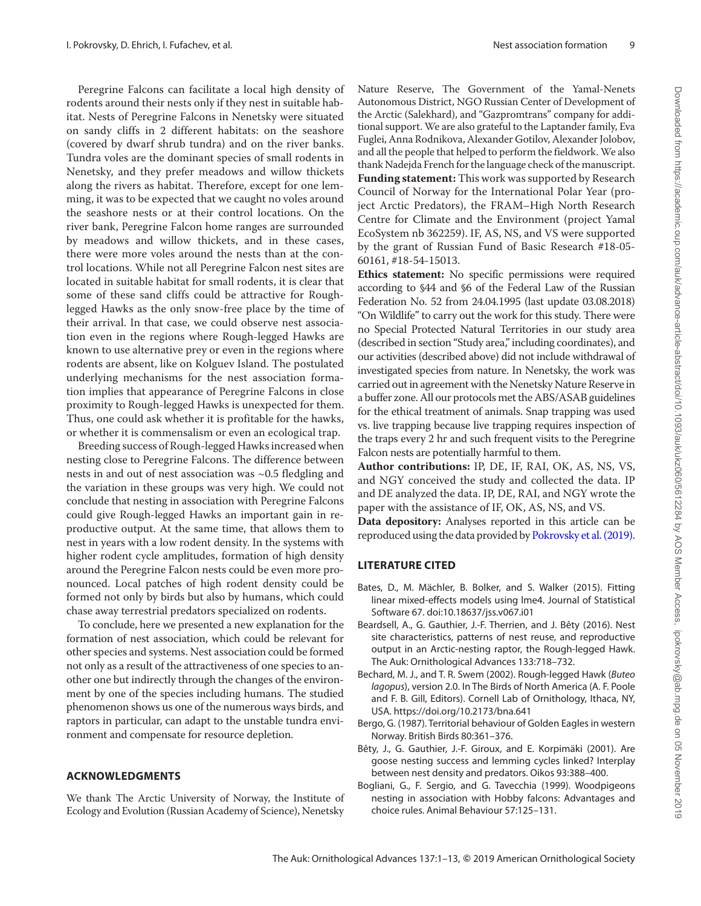Peregrine Falcons can facilitate a local high density of rodents around their nests only if they nest in suitable habitat. Nests of Peregrine Falcons in Nenetsky were situated on sandy cliffs in 2 different habitats: on the seashore (covered by dwarf shrub tundra) and on the river banks. Tundra voles are the dominant species of small rodents in Nenetsky, and they prefer meadows and willow thickets along the rivers as habitat. Therefore, except for one lemming, it was to be expected that we caught no voles around the seashore nests or at their control locations. On the river bank, Peregrine Falcon home ranges are surrounded by meadows and willow thickets, and in these cases, there were more voles around the nests than at the control locations. While not all Peregrine Falcon nest sites are located in suitable habitat for small rodents, it is clear that some of these sand cliffs could be attractive for Rough-legged Hawks as the only snow-free place by the time of their arrival. In that case, we could observe nest association even in the regions where Rough-legged Hawks are known to use alternative prey or even in the regions where rodents are absent, like on Kolguev Island. The postulated underlying mechanisms for the nest association formation implies that appearance of Peregrine Falcons in close proximity to Rough-legged Hawks is unexpected for them. Thus, one could ask whether it is profitable for the hawks, or whether it is commensalism or even an ecological trap.

Breeding success of Rough-legged Hawks increased when nesting close to Peregrine Falcons. The difference between nests in and out of nest association was ~0.5 fledgling and the variation in these groups was very high. We could not conclude that nesting in association with Peregrine Falcons could give Rough-legged Hawks an important gain in reproductive output. At the same time, that allows them to nest in years with a low rodent density. In the systems with higher rodent cycle amplitudes, formation of high density around the Peregrine Falcon nests could be even more pronounced. Local patches of high rodent density could be formed not only by birds but also by humans, which could chase away terrestrial predators specialized on rodents.

To conclude, here we presented a new explanation for the formation of nest association, which could be relevant for other species and systems. Nest association could be formed not only as a result of the attractiveness of one species to another one but indirectly through the changes of the environment by one of the species including humans. The studied phenomenon shows us one of the numerous ways birds, and raptors in particular, can adapt to the unstable tundra environment and compensate for resource depletion.

## ACKNOWLEDGMENTS

We thank The Arctic University of Norway, the Institute of Ecology and Evolution (Russian Academy of Science), Nenetsky Nature Reserve, The Government of the Yamal-Nenets Autonomous District, NGO Russian Center of Development of the Arctic (Salekhard), and "Gazpromtrans" company for additional support. We are also grateful to the Laptander family, Eva Fuglei, Anna Rodnikova, Alexander Gotilov, Alexander Jolobov, and all the people that helped to perform the fieldwork. We also thank Nadejda French for the language check of the manuscript.

**Funding statement:** This work was supported by Research Council of Norway for the International Polar Year (project Arctic Predators), the FRAM–High North Research Centre for Climate and the Environment (project Yamal EcoSystem nb 362259). IF, AS, NS, and VS were supported by the grant of Russian Fund of Basic Research #18-05-60161, #18-54-15013.

**Ethics statement:** No specific permissions were required according to §44 and §6 of the Federal Law of the Russian Federation No. 52 from 24.04.1995 (last update 03.08.2018) "On Wildlife" to carry out the work for this study. There were no Special Protected Natural Territories in our study area (described in section "Study area," including coordinates), and our activities (described above) did not include withdrawal of investigated species from nature. In Nenetsky, the work was carried out in agreement with the Nenetsky Nature Reserve in a buffer zone. All our protocols met the ABS/ASAB guidelines for the ethical treatment of animals. Snap trapping was used vs. live trapping because live trapping requires inspection of the traps every 2 hr and such frequent visits to the Peregrine Falcon nests are potentially harmful to them.

**Author contributions:** IP, DE, IF, RAI, OK, AS, NS, VS, and NGY conceived the study and collected the data. IP and DE analyzed the data. IP, DE, RAI, and NGY wrote the paper with the assistance of IF, OK, AS, NS, and VS.

**Data depository:** Analyses reported in this article can be reproduced using the data provided by Pokrovsky et al. (2019).

## LITERATURE CITED

Bates, D., M. Mächler, B. Bolker, and S. Walker (2015). Fitting linear mixed-effects models using lme4. Journal of Statistical Software 67. doi:10.18637/jss.v067.i01

Beardsell, A., G. Gauthier, J.-F. Therrien, and J. Bêty (2016). Nest site characteristics, patterns of nest reuse, and reproductive output in an Arctic-nesting raptor, the Rough-legged Hawk. The Auk: Ornithological Advances 133:718–732.

Bechard, M. J., and T. R. Swem (2002). Rough-legged Hawk (*Buteo lagopus*), version 2.0. In The Birds of North America (A. F. Poole and F. B. Gill, Editors). Cornell Lab of Ornithology, Ithaca, NY, USA. https://doi.org/10.2173/bna.641

Bergo, G. (1987). Territorial behaviour of Golden Eagles in western Norway. British Birds 80:361–376.

Bêty, J., G. Gauthier, J.-F. Giroux, and E. Korpimäki (2001). Are goose nesting success and lemming cycles linked? Interplay between nest density and predators. Oikos 93:388–400.

Bogliani, G., F. Sergio, and G. Tavecchia (1999). Woodpigeons nesting in association with Hobby falcons: Advantages and choice rules. Animal Behaviour 57:125–131.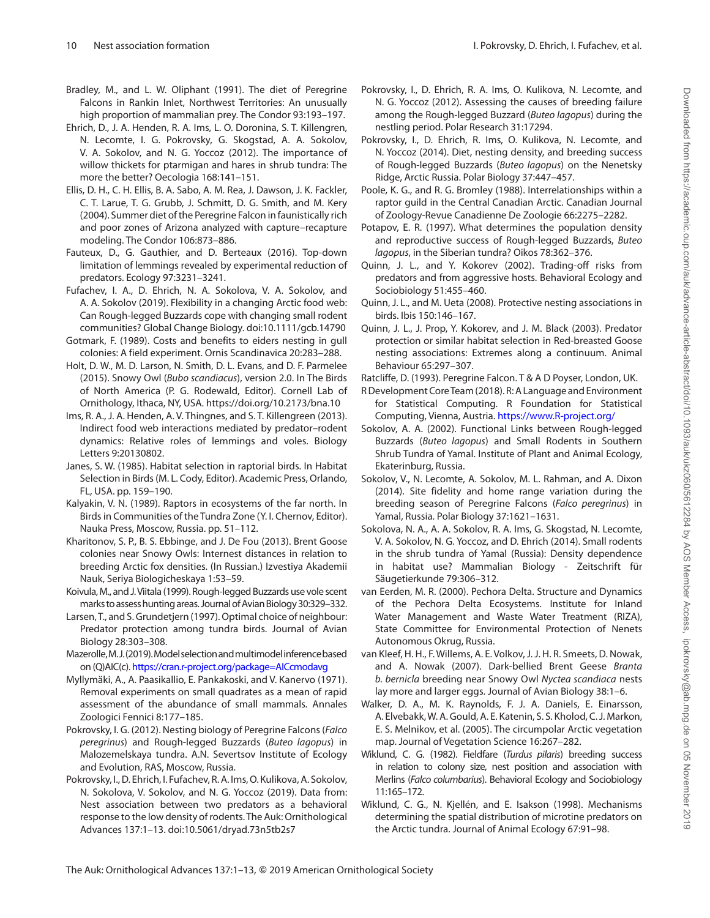Bradley, M., and L. W. Oliphant (1991). The diet of Peregrine Falcons in Rankin Inlet, Northwest Territories: An unusually high proportion of mammalian prey. The Condor 93:193–197.

Ehrich, D., J. A. Henden, R. A. Ims, L. O. Doronina, S. T. Killengren, N. Lecomte, I. G. Pokrovsky, G. Skogstad, A. A. Sokolov, V. A. Sokolov, and N. G. Yoccoz (2012). The importance of willow thickets for ptarmigan and hares in shrub tundra: The more the better? Oecologia 168:141–151.

Ellis, D. H., C. H. Ellis, B. A. Sabo, A. M. Rea, J. Dawson, J. K. Fackler, C. T. Larue, T. G. Grubb, J. Schmitt, D. G. Smith, and M. Kery (2004). Summer diet of the Peregrine Falcon in faunistically rich and poor zones of Arizona analyzed with capture–recapture modeling. The Condor 106:873–886.

Fauteux, D., G. Gauthier, and D. Berteaux (2016). Top-down limitation of lemmings revealed by experimental reduction of predators. Ecology 97:3231–3241.

Fufachev, I. A., D. Ehrich, N. A. Sokolova, V. A. Sokolov, and A. A. Sokolov (2019). Flexibility in a changing Arctic food web: Can Rough-legged Buzzards cope with changing small rodent communities? Global Change Biology. doi:10.1111/gcb.14790

Gotmark, F. (1989). Costs and benefits to eiders nesting in gull colonies: A field experiment. Ornis Scandinavica 20:283–288.

Holt, D. W., M. D. Larson, N. Smith, D. L. Evans, and D. F. Parmelee (2015). Snowy Owl (*Bubo scandiacus*), version 2.0. In The Birds of North America (P. G. Rodewald, Editor). Cornell Lab of Ornithology, Ithaca, NY, USA. https://doi.org/10.2173/bna.10

Ims, R. A., J. A. Henden, A. V. Thingnes, and S. T. Killengreen (2013). Indirect food web interactions mediated by predator–rodent dynamics: Relative roles of lemmings and voles. Biology Letters 9:20130802.

Janes, S. W. (1985). Habitat selection in raptorial birds. In Habitat Selection in Birds (M. L. Cody, Editor). Academic Press, Orlando, FL, USA. pp. 159–190.

Kalyakin, V. N. (1989). Raptors in ecosystems of the far north. In Birds in Communities of the Tundra Zone (Y. I. Chernov, Editor). Nauka Press, Moscow, Russia. pp. 51–112.

Kharitonov, S. P., B. S. Ebbinge, and J. De Fou (2013). Brent Goose colonies near Snowy Owls: Internest distances in relation to breeding Arctic fox densities. (In Russian.) Izvestiya Akademii Nauk, Seriya Biologicheskaya 1:53–59.

Koivula, M., and J. Viitala (1999). Rough-legged Buzzards use vole scent marks to assess hunting areas. Journal of Avian Biology 30:329–332.

Larsen, T., and S. Grundetjern (1997). Optimal choice of neighbour: Predator protection among tundra birds. Journal of Avian Biology 28:303–308.

Mazerolle, M. J. (2019). Model selection and multimodel inference based on (Q)AIC(c). https://cran.r-project.org/package=AICcmodavg

Myllymäki, A., A. Paasikallio, E. Pankakoski, and V. Kanervo (1971). Removal experiments on small quadrates as a mean of rapid assessment of the abundance of small mammals. Annales Zoologici Fennici 8:177–185.

Pokrovsky, I. G. (2012). Nesting biology of Peregrine Falcons (*Falco peregrinus*) and Rough-legged Buzzards (*Buteo lagopus*) in Malozemelskaya tundra. A.N. Severtsov Institute of Ecology and Evolution, RAS, Moscow, Russia.

Pokrovsky, I., D. Ehrich, I. Fufachev, R. A. Ims, O. Kulikova, A. Sokolov, N. Sokolova, V. Sokolov, and N. G. Yoccoz (2019). Data from: Nest association between two predators as a behavioral response to the low density of rodents. The Auk: Ornithological Advances 137:1–13. doi:10.5061/dryad.73n5tb2s7

Pokrovsky, I., D. Ehrich, R. A. Ims, O. Kulikova, N. Lecomte, and N. G. Yoccoz (2012). Assessing the causes of breeding failure among the Rough-legged Buzzard (*Buteo lagopus*) during the nestling period. Polar Research 31:17294.

Pokrovsky, I., D. Ehrich, R. Ims, O. Kulikova, N. Lecomte, and N. Yoccoz (2014). Diet, nesting density, and breeding success of Rough-legged Buzzards (*Buteo lagopus*) on the Nenetsky Ridge, Arctic Russia. Polar Biology 37:447–457.

Poole, K. G., and R. G. Bromley (1988). Interrelationships within a raptor guild in the Central Canadian Arctic. Canadian Journal of Zoology-Revue Canadienne De Zoologie 66:2275–2282.

Potapov, E. R. (1997). What determines the population density and reproductive success of Rough-legged Buzzards, *Buteo lagopus*, in the Siberian tundra? Oikos 78:362–376.

Quinn, J. L., and Y. Kokorev (2002). Trading-off risks from predators and from aggressive hosts. Behavioral Ecology and Sociobiology 51:455–460.

Quinn, J. L., and M. Ueta (2008). Protective nesting associations in birds. Ibis 150:146–167.

Quinn, J. L., J. Prop, Y. Kokorev, and J. M. Black (2003). Predator protection or similar habitat selection in Red-breasted Goose nesting associations: Extremes along a continuum. Animal Behaviour 65:297–307.

Ratcliffe, D. (1993). Peregrine Falcon. T & A D Poyser, London, UK.

R Development Core Team (2018). R: A Language and Environment for Statistical Computing. R Foundation for Statistical Computing, Vienna, Austria. https://www.R-project.org/

Sokolov, A. A. (2002). Functional Links between Rough-legged Buzzards (*Buteo lagopus*) and Small Rodents in Southern Shrub Tundra of Yamal. Institute of Plant and Animal Ecology, Ekaterinburg, Russia.

Sokolov, V., N. Lecomte, A. Sokolov, M. L. Rahman, and A. Dixon (2014). Site fidelity and home range variation during the breeding season of Peregrine Falcons (*Falco peregrinus*) in Yamal, Russia. Polar Biology 37:1621–1631.

Sokolova, N. A., A. A. Sokolov, R. A. Ims, G. Skogstad, N. Lecomte, V. A. Sokolov, N. G. Yoccoz, and D. Ehrich (2014). Small rodents in the shrub tundra of Yamal (Russia): Density dependence in habitat use? Mammalian Biology - Zeitschrift für Säugetierkunde 79:306–312.

van Eerden, M. R. (2000). Pechora Delta. Structure and Dynamics of the Pechora Delta Ecosystems. Institute for Inland Water Management and Waste Water Treatment (RIZA), State Committee for Environmental Protection of Nenets Autonomous Okrug, Russia.

van Kleef, H. H., F. Willems, A. E. Volkov, J. J. H. R. Smeets, D. Nowak, and A. Nowak (2007). Dark-bellied Brent Geese *Branta b. bernicla* breeding near Snowy Owl *Nyctea scandiaca* nests lay more and larger eggs. Journal of Avian Biology 38:1–6.

Walker, D. A., M. K. Raynolds, F. J. A. Daniels, E. Einarsson, A. Elvebakk, W. A. Gould, A. E. Katenin, S. S. Kholod, C. J. Markon, E. S. Melnikov, et al. (2005). The circumpolar Arctic vegetation map. Journal of Vegetation Science 16:267–282.

Wiklund, C. G. (1982). Fieldfare (*Turdus pilaris*) breeding success in relation to colony size, nest position and association with Merlins (*Falco columbarius*). Behavioral Ecology and Sociobiology 11:165–172.

Wiklund, C. G., N. Kjellén, and E. Isakson (1998). Mechanisms determining the spatial distribution of microtine predators on the Arctic tundra. Journal of Animal Ecology 67:91–98.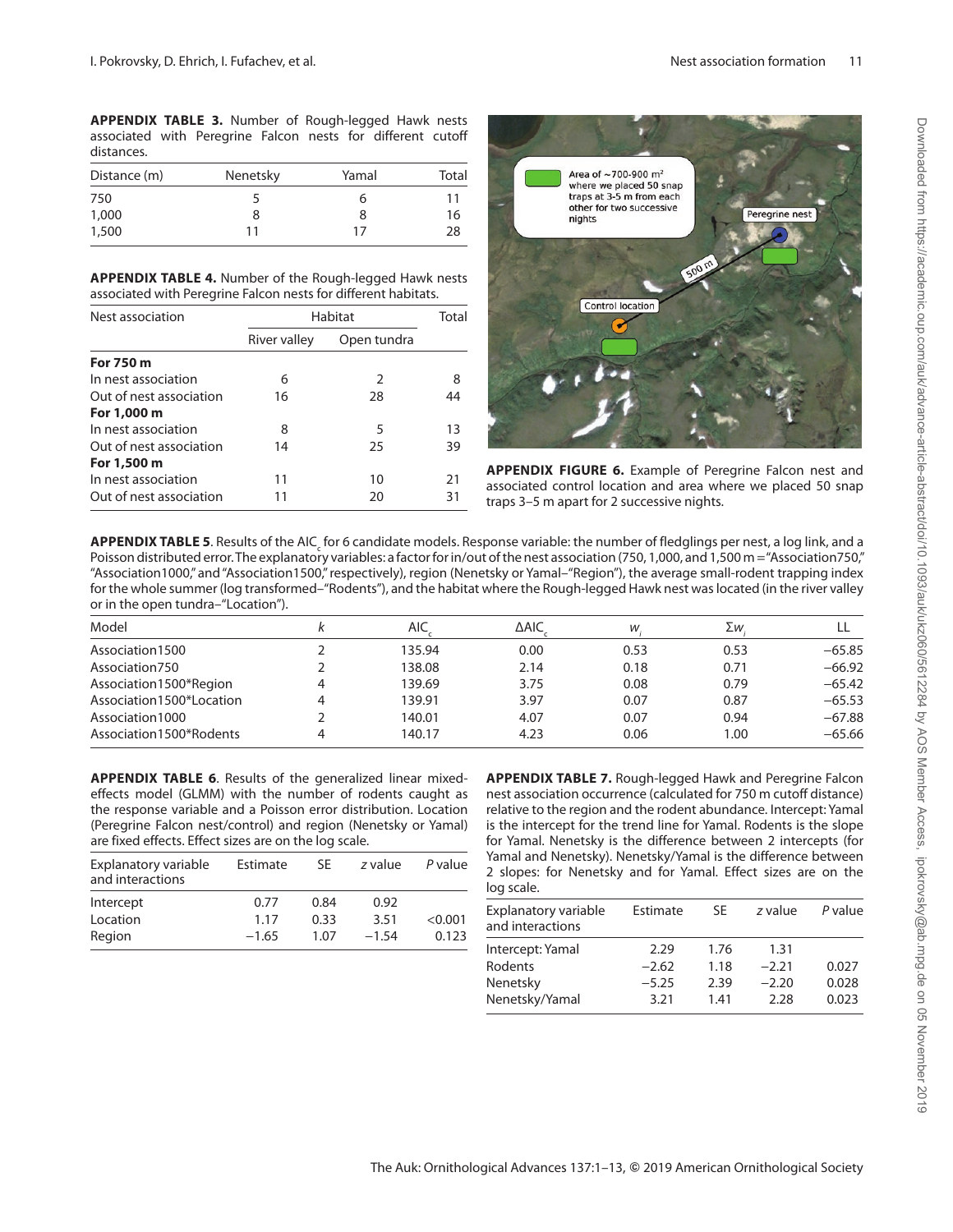**APPENDIX TABLE 3.** Number of Rough-legged Hawk nests associated with Peregrine Falcon nests for different cutoff distances.

| Distance (m) | Nenetsky | Yamal | Total |
|---|---|---|---|
| 750 | 5 | 6 | 11 |
| 1,000 | 8 | 8 | 16 |
| 1,500 | 11 | 17 | 28 |

**APPENDIX TABLE 4.** Number of the Rough-legged Hawk nests associated with Peregrine Falcon nests for different habitats.

| Nest association | Habitat | | Total |
|---|---|---|---|
| | River valley | Open tundra | |
| **For 750 m** | | | |
| In nest association | 6 | 2 | 8 |
| Out of nest association | 16 | 28 | 44 |
| **For 1,000 m** | | | |
| In nest association | 8 | 5 | 13 |
| Out of nest association | 14 | 25 | 39 |
| **For 1,500 m** | | | |
| In nest association | 11 | 10 | 21 |
| Out of nest association | 11 | 20 | 31 |

**APPENDIX FIGURE 6.** Example of Peregrine Falcon nest and associated control location and area where we placed 50 snap traps 3–5 m apart for 2 successive nights.

**APPENDIX TABLE 5**. Results of the $AIC_c$ for 6 candidate models. Response variable: the number of fledglings per nest, a log link, and a Poisson distributed error. The explanatory variables: a factor for in/out of the nest association (750, 1,000, and 1,500 m = "Association750," "Association1000," and "Association1500," respectively), region (Nenetsky or Yamal–"Region"), the average small-rodent trapping index for the whole summer (log transformed–"Rodents"), and the habitat where the Rough-legged Hawk nest was located (in the river valley or in the open tundra–"Location").

| Model | $k$ | $AIC_c$ | $\Delta AIC_c$ | $w_i$ | $\Sigma w_i$ | LL |
|---|---|---|---|---|---|---|
| Association1500 | 2 | 135.94 | 0.00 | 0.53 | 0.53 | −65.85 |
| Association750 | 2 | 138.08 | 2.14 | 0.18 | 0.71 | −66.92 |
| Association1500*Region | 4 | 139.69 | 3.75 | 0.08 | 0.79 | −65.42 |
| Association1500*Location | 4 | 139.91 | 3.97 | 0.07 | 0.87 | −65.53 |
| Association1000 | 2 | 140.01 | 4.07 | 0.07 | 0.94 | −67.88 |
| Association1500*Rodents | 4 | 140.17 | 4.23 | 0.06 | 1.00 | −65.66 |

**APPENDIX TABLE 6**. Results of the generalized linear mixed-effects model (GLMM) with the number of rodents caught as the response variable and a Poisson error distribution. Location (Peregrine Falcon nest/control) and region (Nenetsky or Yamal) are fixed effects. Effect sizes are on the log scale.

| Explanatory variable and interactions | Estimate | SE | $z$ value | $P$ value |
|---|---|---|---|---|
| Intercept | 0.77 | 0.84 | 0.92 | |
| Location | 1.17 | 0.33 | 3.51 | <0.001 |
| Region | −1.65 | 1.07 | −1.54 | 0.123 |

**APPENDIX TABLE 7.** Rough-legged Hawk and Peregrine Falcon nest association occurrence (calculated for 750 m cutoff distance) relative to the region and the rodent abundance. Intercept: Yamal is the intercept for the trend line for Yamal. Rodents is the slope for Yamal. Nenetsky is the difference between 2 intercepts (for Yamal and Nenetsky). Nenetsky/Yamal is the difference between 2 slopes: for Nenetsky and for Yamal. Effect sizes are on the log scale.

| Explanatory variable and interactions | Estimate | SE | $z$ value | $P$ value |
|---|---|---|---|---|
| Intercept: Yamal | 2.29 | 1.76 | 1.31 | |
| Rodents | −2.62 | 1.18 | −2.21 | 0.027 |
| Nenetsky | −5.25 | 2.39 | −2.20 | 0.028 |
| Nenetsky/Yamal | 3.21 | 1.41 | 2.28 | 0.023 |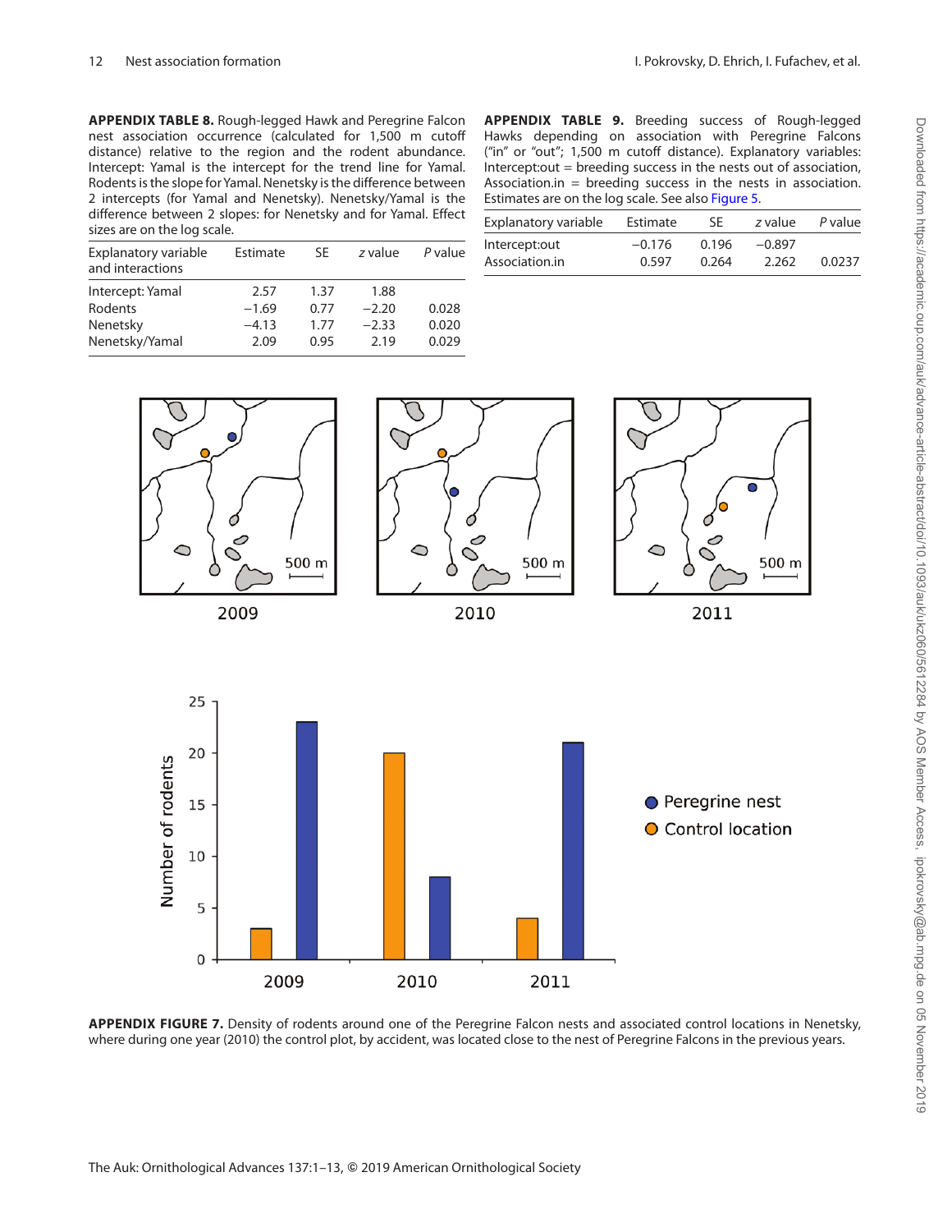**APPENDIX TABLE 8.** Rough-legged Hawk and Peregrine Falcon nest association occurrence (calculated for 1,500 m cutoff distance) relative to the region and the rodent abundance. Intercept: Yamal is the intercept for the trend line for Yamal. Rodents is the slope for Yamal. Nenetsky is the difference between 2 intercepts (for Yamal and Nenetsky). Nenetsky/Yamal is the difference between 2 slopes: for Nenetsky and for Yamal. Effect sizes are on the log scale.

| Explanatory variable and interactions | Estimate | SE | *z* value | *P* value |
|---|---|---|---|---|
| Intercept: Yamal | 2.57 | 1.37 | 1.88 | |
| Rodents | −1.69 | 0.77 | −2.20 | 0.028 |
| Nenetsky | −4.13 | 1.77 | −2.33 | 0.020 |
| Nenetsky/Yamal | 2.09 | 0.95 | 2.19 | 0.029 |

**APPENDIX TABLE 9.** Breeding success of Rough-legged Hawks depending on association with Peregrine Falcons ("in" or "out"; 1,500 m cutoff distance). Explanatory variables: Intercept:out = breeding success in the nests out of association, Association.in = breeding success in the nests in association. Estimates are on the log scale. See also Figure 5.

| Explanatory variable | Estimate | SE | *z* value | *P* value |
|---|---|---|---|---|
| Intercept:out | −0.176 | 0.196 | −0.897 | |
| Association.in | 0.597 | 0.264 | 2.262 | 0.0237 |

**APPENDIX FIGURE 7.** Density of rodents around one of the Peregrine Falcon nests and associated control locations in Nenetsky, where during one year (2010) the control plot, by accident, was located close to the nest of Peregrine Falcons in the previous years.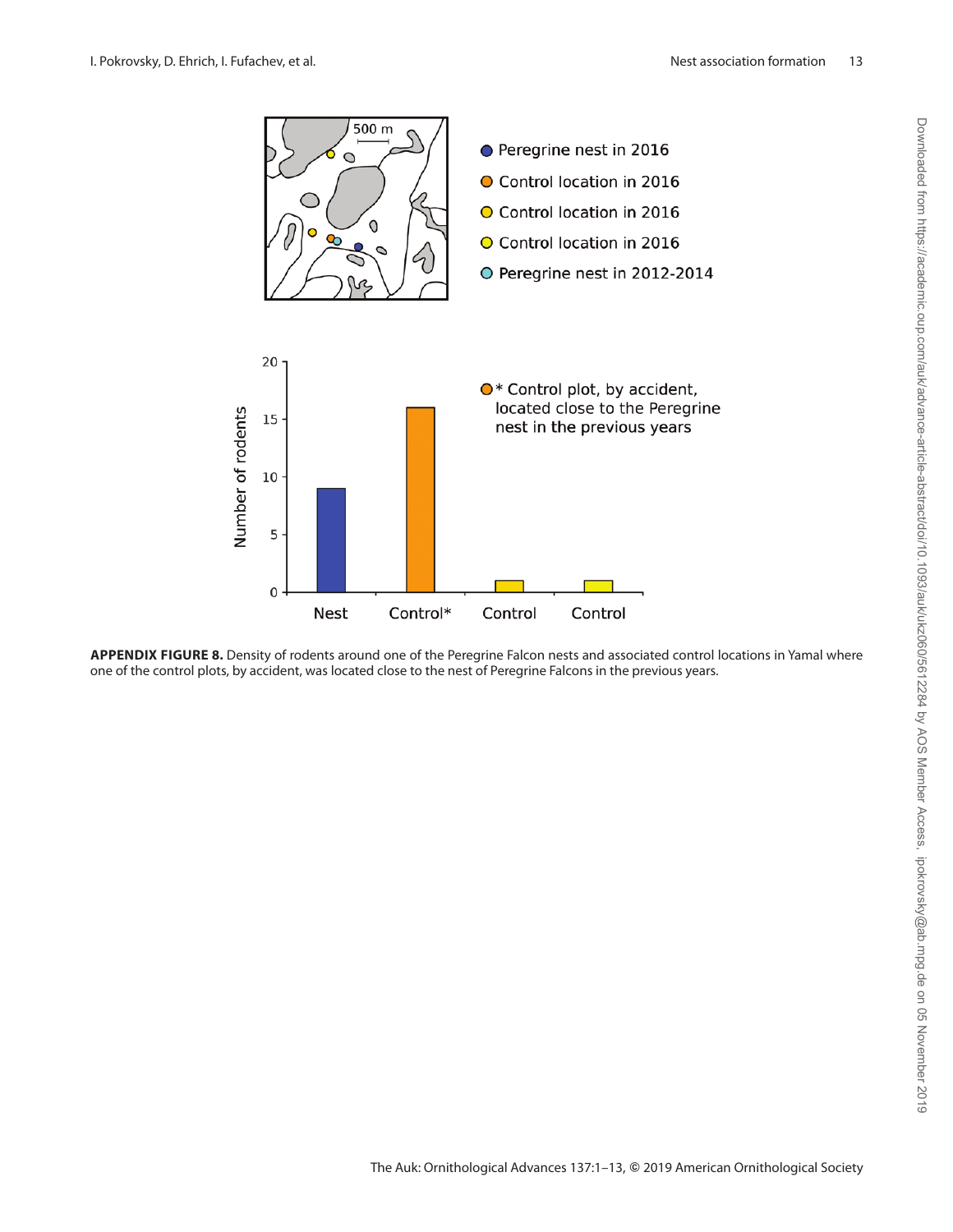500 m

Peregrine nest in 2016

Control location in 2016

Control location in 2016

Control location in 2016

Peregrine nest in 2012-2014

Number of rodents

20

15

10

5

0

Nest

Control*

Control

Control

* Control plot, by accident, located close to the Peregrine nest in the previous years

**APPENDIX FIGURE 8.** Density of rodents around one of the Peregrine Falcon nests and associated control locations in Yamal where one of the control plots, by accident, was located close to the nest of Peregrine Falcons in the previous years.